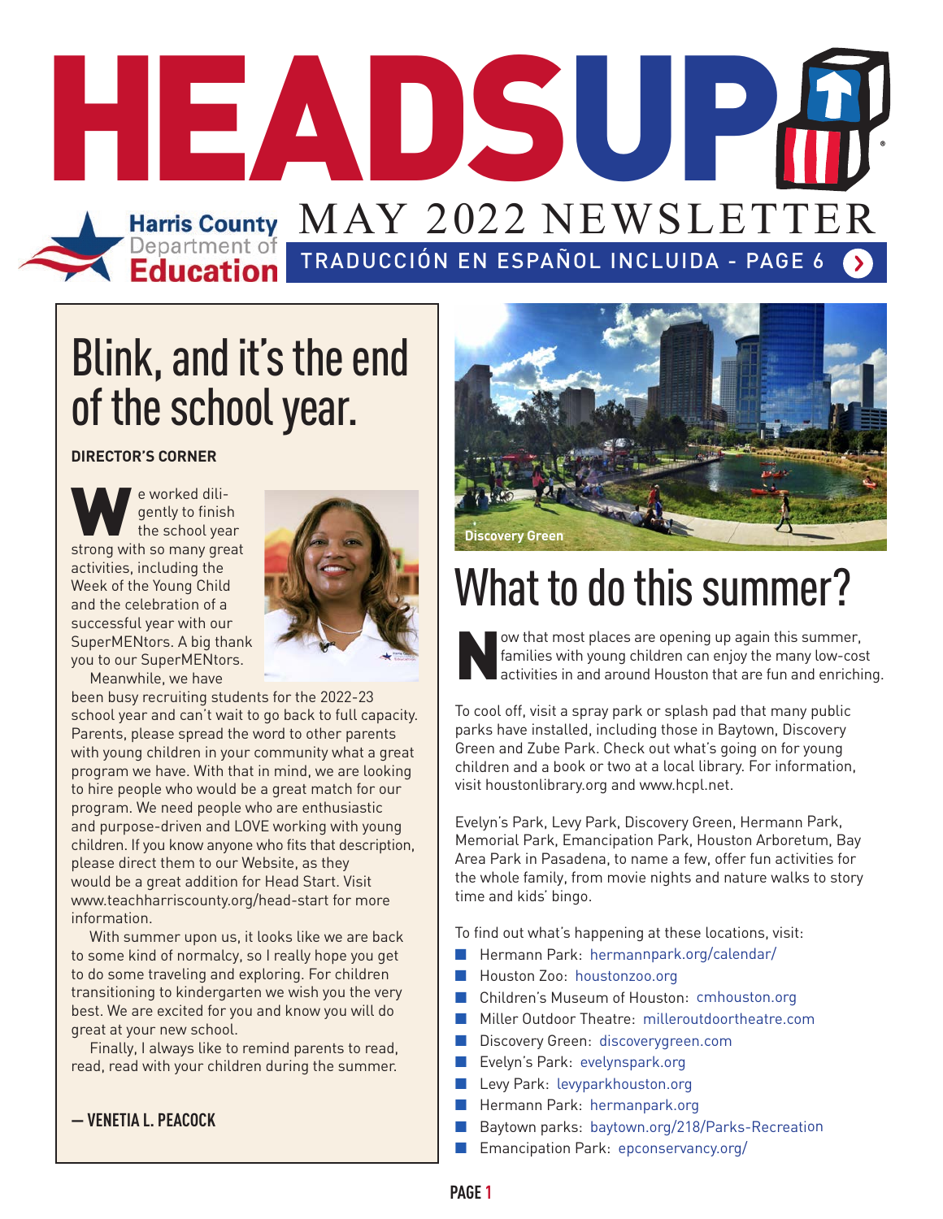# HEADSUP

Harris County Department of Education

MAY 2022 NEWSLETTER

TRADUCCIÓN EN ESPAÑOL INCLUIDA - PAGE 6

## Blink, and it's the end of the school year.

**DIRECTOR'S CORNER**

We worked diligently to finish the school year strong with so many great activities, including the Week of the Young Child and the celebration of a successful year with our SuperMENtors. A big thank you to our SuperMENtors.

Meanwhile, we have been busy recruiting students for the 2022-23 school year and can't wait to go back to full capacity. Parents, please spread the word to other parents with young children in your community what a great program we have. With that in mind, we are looking to hire people who would be a great match for our program. We need people who are enthusiastic and purpose-driven and LOVE working with young children. If you know anyone who fits that description, please direct them to our Website, as they would be a great addition for Head Start. Visit www.teachharriscounty.org/head-start for more information.

With summer upon us, it looks like we are back to some kind of normalcy, so I really hope you get to do some traveling and exploring. For children transitioning to kindergarten we wish you the very best. We are excited for you and know you will do great at your new school.

Finally, I always like to remind parents to read, read, read with your children during the summer.

**— VENETIA L. PEACOCK**

Discovery Green

## What to do this summer?

Now that most places are opening up again this summer, families with young children can enjoy the many low-cost activities in and around Houston that are fun and enriching.

To cool off, visit a spray park or splash pad that many public parks have installed, including those in Baytown, Discovery Green and Zube Park. Check out what's going on for young children and a book or two at a local library. For information, visit houstonlibrary.org and www.hcpl.net.

Evelyn's Park, Levy Park, Discovery Green, Hermann Park, Memorial Park, Emancipation Park, Houston Arboretum, Bay Area Park in Pasadena, to name a few, offer fun activities for the whole family, from movie nights and nature walks to story time and kids' bingo.

To find out what's happening at these locations, visit:

- Hermann Park: hermannpark.org/calendar/
- Houston Zoo: houstonzoo.org
- Children's Museum of Houston: cmhouston.org
- Miller Outdoor Theatre: milleroutdoortheatre.com
- Discovery Green: discoverygreen.com
- Evelyn's Park: evelynspark.org
- Levy Park: levyparkhouston.org
- Hermann Park: hermanpark.org
- Baytown parks: baytown.org/218/Parks-Recreation
- Emancipation Park: epconservancy.org/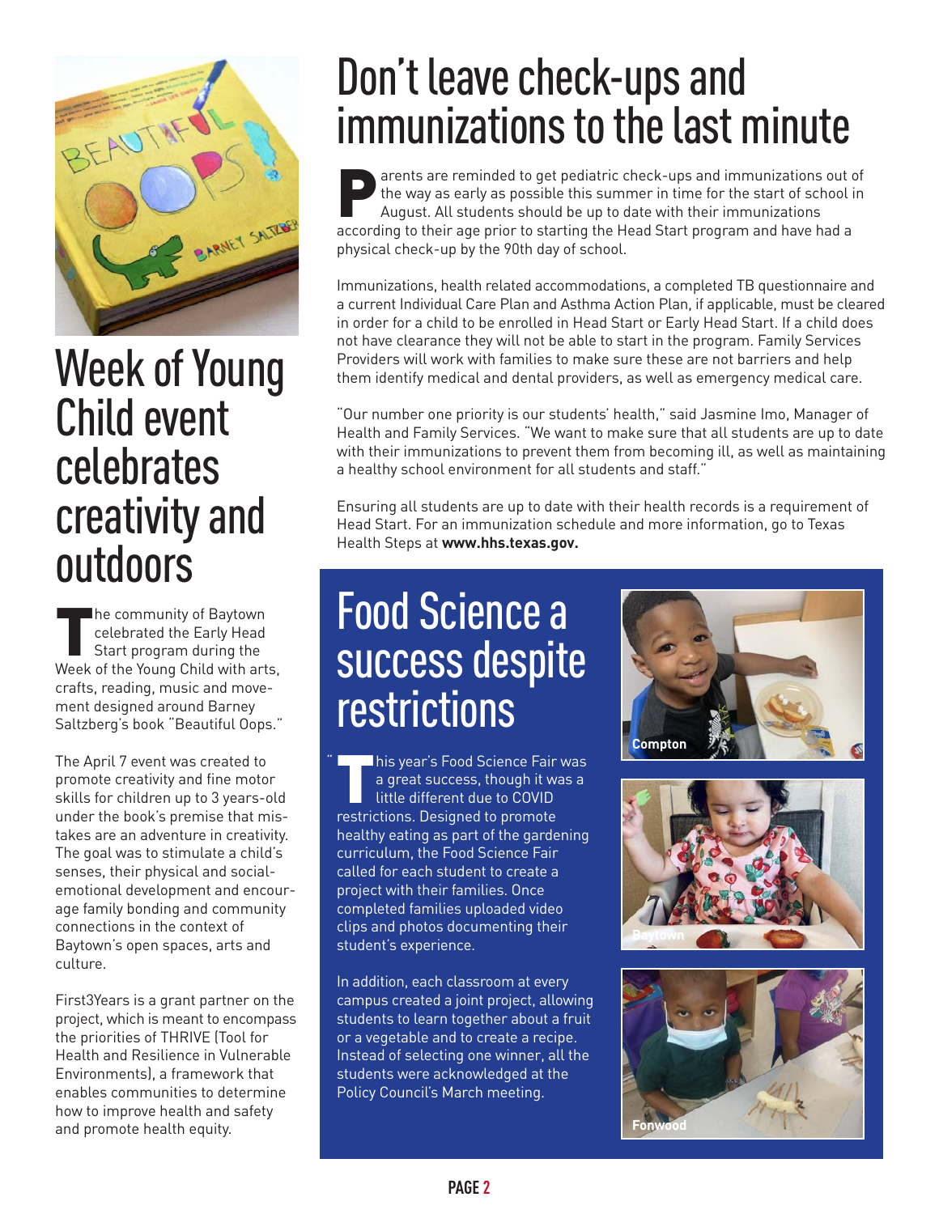# Week of Young Child event celebrates creativity and outdoors

The community of Baytown celebrated the Early Head Start program during the Week of the Young Child with arts, crafts, reading, music and movement designed around Barney Saltzberg's book "Beautiful Oops."

The April 7 event was created to promote creativity and fine motor skills for children up to 3 years-old under the book's premise that mistakes are an adventure in creativity. The goal was to stimulate a child's senses, their physical and social-emotional development and encourage family bonding and community connections in the context of Baytown's open spaces, arts and culture.

First3Years is a grant partner on the project, which is meant to encompass the priorities of THRIVE (Tool for Health and Resilience in Vulnerable Environments), a framework that enables communities to determine how to improve health and safety and promote health equity.

# Don't leave check-ups and immunizations to the last minute

Parents are reminded to get pediatric check-ups and immunizations out of the way as early as possible this summer in time for the start of school in August. All students should be up to date with their immunizations according to their age prior to starting the Head Start program and have had a physical check-up by the 90th day of school.

Immunizations, health related accommodations, a completed TB questionnaire and a current Individual Care Plan and Asthma Action Plan, if applicable, must be cleared in order for a child to be enrolled in Head Start or Early Head Start. If a child does not have clearance they will not be able to start in the program. Family Services Providers will work with families to make sure these are not barriers and help them identify medical and dental providers, as well as emergency medical care.

"Our number one priority is our students' health," said Jasmine Imo, Manager of Health and Family Services. "We want to make sure that all students are up to date with their immunizations to prevent them from becoming ill, as well as maintaining a healthy school environment for all students and staff."

Ensuring all students are up to date with their health records is a requirement of Head Start. For an immunization schedule and more information, go to Texas Health Steps at **www.hhs.texas.gov.**

# Food Science a success despite restrictions

"This year's Food Science Fair was a great success, though it was a little different due to COVID restrictions. Designed to promote healthy eating as part of the gardening curriculum, the Food Science Fair called for each student to create a project with their families. Once completed families uploaded video clips and photos documenting their student's experience.

In addition, each classroom at every campus created a joint project, allowing students to learn together about a fruit or a vegetable and to create a recipe. Instead of selecting one winner, all the students were acknowledged at the Policy Council's March meeting.

Compton

Baytown

Fonwood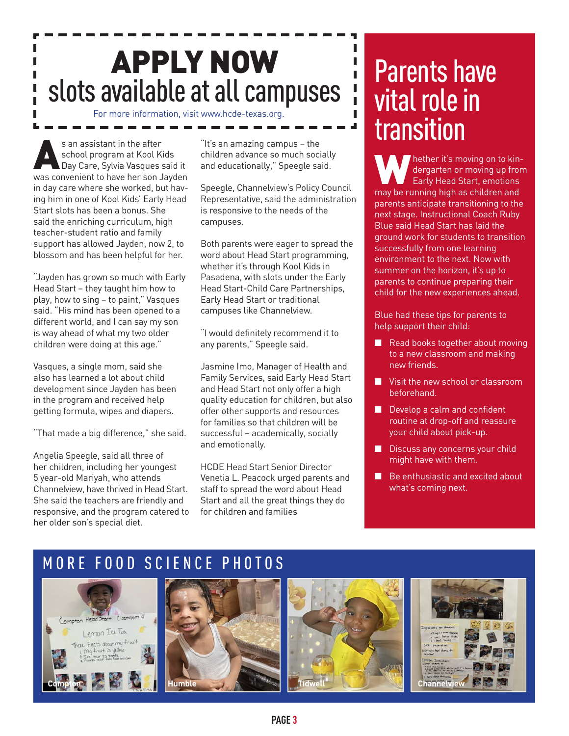# APPLY NOW

## slots available at all campuses

For more information, visit www.hcde-texas.org.

As an assistant in the after school program at Kool Kids Day Care, Sylvia Vasques said it was convenient to have her son Jayden in day care where she worked, but having him in one of Kool Kids' Early Head Start slots has been a bonus. She said the enriching curriculum, high teacher-student ratio and family support has allowed Jayden, now 2, to blossom and has been helpful for her.

"Jayden has grown so much with Early Head Start – they taught him how to play, how to sing – to paint," Vasques said. "His mind has been opened to a different world, and I can say my son is way ahead of what my two older children were doing at this age."

Vasques, a single mom, said she also has learned a lot about child development since Jayden has been in the program and received help getting formula, wipes and diapers.

"That made a big difference," she said.

Angelia Speegle, said all three of her children, including her youngest 5 year-old Mariyah, who attends Channelview, have thrived in Head Start. She said the teachers are friendly and responsive, and the program catered to her older son's special diet.

"It's an amazing campus – the children advance so much socially and educationally," Speegle said.

Speegle, Channelview's Policy Council Representative, said the administration is responsive to the needs of the campuses.

Both parents were eager to spread the word about Head Start programming, whether it's through Kool Kids in Pasadena, with slots under the Early Head Start-Child Care Partnerships, Early Head Start or traditional campuses like Channelview.

"I would definitely recommend it to any parents," Speegle said.

Jasmine Imo, Manager of Health and Family Services, said Early Head Start and Head Start not only offer a high quality education for children, but also offer other supports and resources for families so that children will be successful – academically, socially and emotionally.

HCDE Head Start Senior Director Venetia L. Peacock urged parents and staff to spread the word about Head Start and all the great things they do for children and families

# Parents have vital role in transition

Whether it's moving on to kindergarten or moving up from Early Head Start, emotions may be running high as children and parents anticipate transitioning to the next stage. Instructional Coach Ruby Blue said Head Start has laid the ground work for students to transition successfully from one learning environment to the next. Now with summer on the horizon, it's up to parents to continue preparing their child for the new experiences ahead.

Blue had these tips for parents to help support their child:

- Read books together about moving to a new classroom and making new friends.
- Visit the new school or classroom beforehand.
- Develop a calm and confident routine at drop-off and reassure your child about pick-up.
- Discuss any concerns your child might have with them.
- Be enthusiastic and excited about what's coming next.

## MORE FOOD SCIENCE PHOTOS

Compton

Humble

Tidwell

Channelview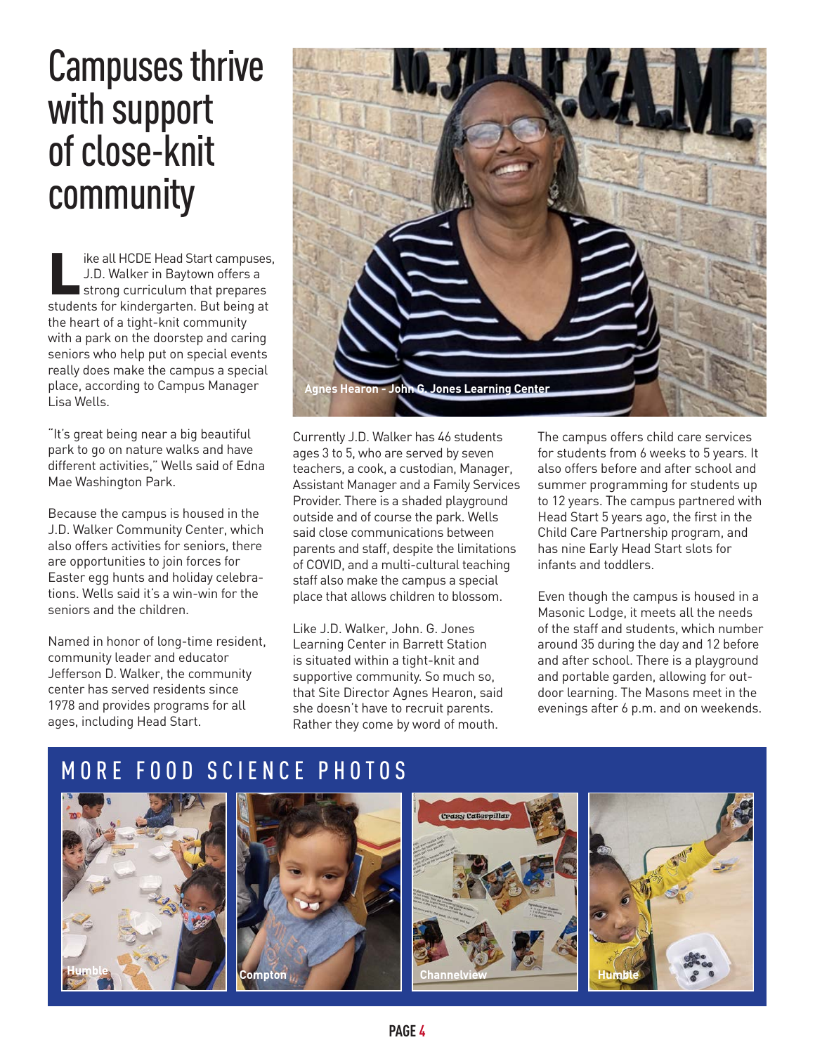# Campuses thrive with support of close-knit community

Like all HCDE Head Start campuses, J.D. Walker in Baytown offers a strong curriculum that prepares students for kindergarten. But being at the heart of a tight-knit community with a park on the doorstep and caring seniors who help put on special events really does make the campus a special place, according to Campus Manager Lisa Wells.

"It's great being near a big beautiful park to go on nature walks and have different activities," Wells said of Edna Mae Washington Park.

Because the campus is housed in the J.D. Walker Community Center, which also offers activities for seniors, there are opportunities to join forces for Easter egg hunts and holiday celebrations. Wells said it's a win-win for the seniors and the children.

Named in honor of long-time resident, community leader and educator Jefferson D. Walker, the community center has served residents since 1978 and provides programs for all ages, including Head Start.

Agnes Hearon - John G. Jones Learning Center

Currently J.D. Walker has 46 students ages 3 to 5, who are served by seven teachers, a cook, a custodian, Manager, Assistant Manager and a Family Services Provider. There is a shaded playground outside and of course the park. Wells said close communications between parents and staff, despite the limitations of COVID, and a multi-cultural teaching staff also make the campus a special place that allows children to blossom.

Like J.D. Walker, John. G. Jones Learning Center in Barrett Station is situated within a tight-knit and supportive community. So much so, that Site Director Agnes Hearon, said she doesn't have to recruit parents. Rather they come by word of mouth.

The campus offers child care services for students from 6 weeks to 5 years. It also offers before and after school and summer programming for students up to 12 years. The campus partnered with Head Start 5 years ago, the first in the Child Care Partnership program, and has nine Early Head Start slots for infants and toddlers.

Even though the campus is housed in a Masonic Lodge, it meets all the needs of the staff and students, which number around 35 during the day and 12 before and after school. There is a playground and portable garden, allowing for outdoor learning. The Masons meet in the evenings after 6 p.m. and on weekends.

## MORE FOOD SCIENCE PHOTOS

Humble

Compton

Channelview

Humble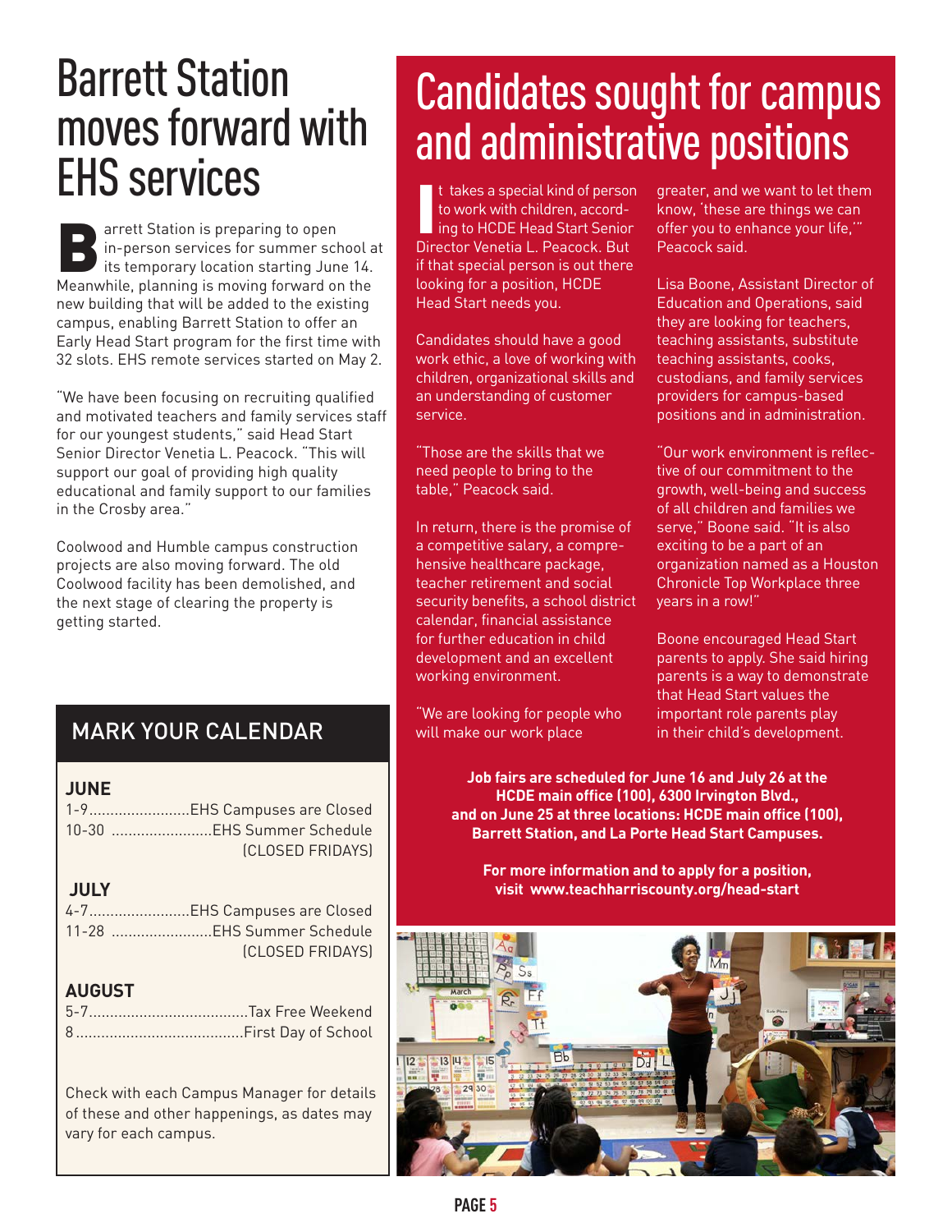# Barrett Station moves forward with EHS services

Barrett Station is preparing to open in-person services for summer school at its temporary location starting June 14. Meanwhile, planning is moving forward on the new building that will be added to the existing campus, enabling Barrett Station to offer an Early Head Start program for the first time with 32 slots. EHS remote services started on May 2.

"We have been focusing on recruiting qualified and motivated teachers and family services staff for our youngest students," said Head Start Senior Director Venetia L. Peacock. "This will support our goal of providing high quality educational and family support to our families in the Crosby area."

Coolwood and Humble campus construction projects are also moving forward. The old Coolwood facility has been demolished, and the next stage of clearing the property is getting started.

## MARK YOUR CALENDAR

**JUNE**

1-9........................EHS Campuses are Closed
10-30 ........................EHS Summer Schedule (CLOSED FRIDAYS)

**JULY**

4-7........................EHS Campuses are Closed
11-28 ........................EHS Summer Schedule (CLOSED FRIDAYS)

**AUGUST**

5-7......................................Tax Free Weekend
8........................................First Day of School

Check with each Campus Manager for details of these and other happenings, as dates may vary for each campus.

# Candidates sought for campus and administrative positions

It takes a special kind of person to work with children, according to HCDE Head Start Senior Director Venetia L. Peacock. But if that special person is out there looking for a position, HCDE Head Start needs you.

Candidates should have a good work ethic, a love of working with children, organizational skills and an understanding of customer service.

"Those are the skills that we need people to bring to the table," Peacock said.

In return, there is the promise of a competitive salary, a comprehensive healthcare package, teacher retirement and social security benefits, a school district calendar, financial assistance for further education in child development and an excellent working environment.

"We are looking for people who will make our work place greater, and we want to let them know, 'these are things we can offer you to enhance your life,'" Peacock said.

Lisa Boone, Assistant Director of Education and Operations, said they are looking for teachers, teaching assistants, substitute teaching assistants, cooks, custodians, and family services providers for campus-based positions and in administration.

"Our work environment is reflective of our commitment to the growth, well-being and success of all children and families we serve," Boone said. "It is also exciting to be a part of an organization named as a Houston Chronicle Top Workplace three years in a row!"

Boone encouraged Head Start parents to apply. She said hiring parents is a way to demonstrate that Head Start values the important role parents play in their child's development.

**Job fairs are scheduled for June 16 and July 26 at the HCDE main office (100), 6300 Irvington Blvd., and on June 25 at three locations: HCDE main office (100), Barrett Station, and La Porte Head Start Campuses.**

**For more information and to apply for a position, visit www.teachharriscounty.org/head-start**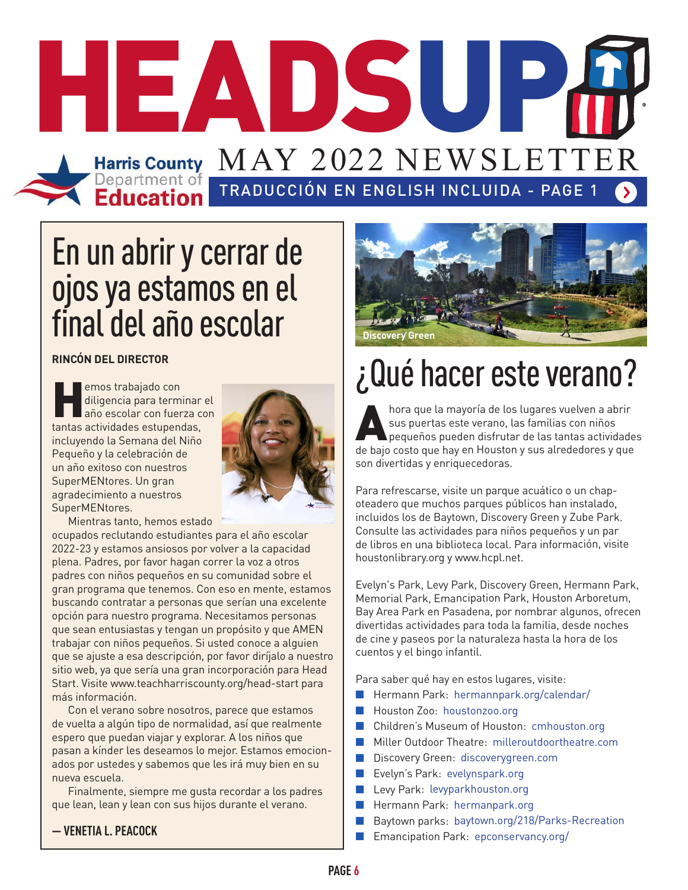# HEADSUP

Harris County Department of Education

MAY 2022 NEWSLETTER

TRADUCCIÓN EN ENGLISH INCLUIDA - PAGE 1

## En un abrir y cerrar de ojos ya estamos en el final del año escolar

**RINCÓN DEL DIRECTOR**

Hemos trabajado con diligencia para terminar el año escolar con fuerza con tantas actividades estupendas, incluyendo la Semana del Niño Pequeño y la celebración de un año exitoso con nuestros SuperMENtores. Un gran agradecimiento a nuestros SuperMENtores.

Mientras tanto, hemos estado ocupados reclutando estudiantes para el año escolar 2022-23 y estamos ansiosos por volver a la capacidad plena. Padres, por favor hagan correr la voz a otros padres con niños pequeños en su comunidad sobre el gran programa que tenemos. Con eso en mente, estamos buscando contratar a personas que serían una excelente opción para nuestro programa. Necesitamos personas que sean entusiastas y tengan un propósito y que AMEN trabajar con niños pequeños. Si usted conoce a alguien que se ajuste a esa descripción, por favor diríjalo a nuestro sitio web, ya que sería una gran incorporación para Head Start. Visite www.teachharriscounty.org/head-start para más información.

Con el verano sobre nosotros, parece que estamos de vuelta a algún tipo de normalidad, así que realmente espero que puedan viajar y explorar. A los niños que pasan a kínder les deseamos lo mejor. Estamos emocionados por ustedes y sabemos que les irá muy bien en su nueva escuela.

Finalmente, siempre me gusta recordar a los padres que lean, lean y lean con sus hijos durante el verano.

**— VENETIA L. PEACOCK**

Discovery Green

## ¿Qué hacer este verano?

Ahora que la mayoría de los lugares vuelven a abrir sus puertas este verano, las familias con niños pequeños pueden disfrutar de las tantas actividades de bajo costo que hay en Houston y sus alrededores y que son divertidas y enriquecedoras.

Para refrescarse, visite un parque acuático o un chapoteadero que muchos parques públicos han instalado, incluidos los de Baytown, Discovery Green y Zube Park. Consulte las actividades para niños pequeños y un par de libros en una biblioteca local. Para información, visite houstonlibrary.org y www.hcpl.net.

Evelyn's Park, Levy Park, Discovery Green, Hermann Park, Memorial Park, Emancipation Park, Houston Arboretum, Bay Area Park en Pasadena, por nombrar algunos, ofrecen divertidas actividades para toda la familia, desde noches de cine y paseos por la naturaleza hasta la hora de los cuentos y el bingo infantil.

Para saber qué hay en estos lugares, visite:

- Hermann Park: hermannpark.org/calendar/
- Houston Zoo: houstonzoo.org
- Children's Museum of Houston: cmhouston.org
- Miller Outdoor Theatre: milleroutdoortheatre.com
- Discovery Green: discoverygreen.com
- Evelyn's Park: evelynspark.org
- Levy Park: levyparkhouston.org
- Hermann Park: hermanpark.org
- Baytown parks: baytown.org/218/Parks-Recreation
- Emancipation Park: epconservancy.org/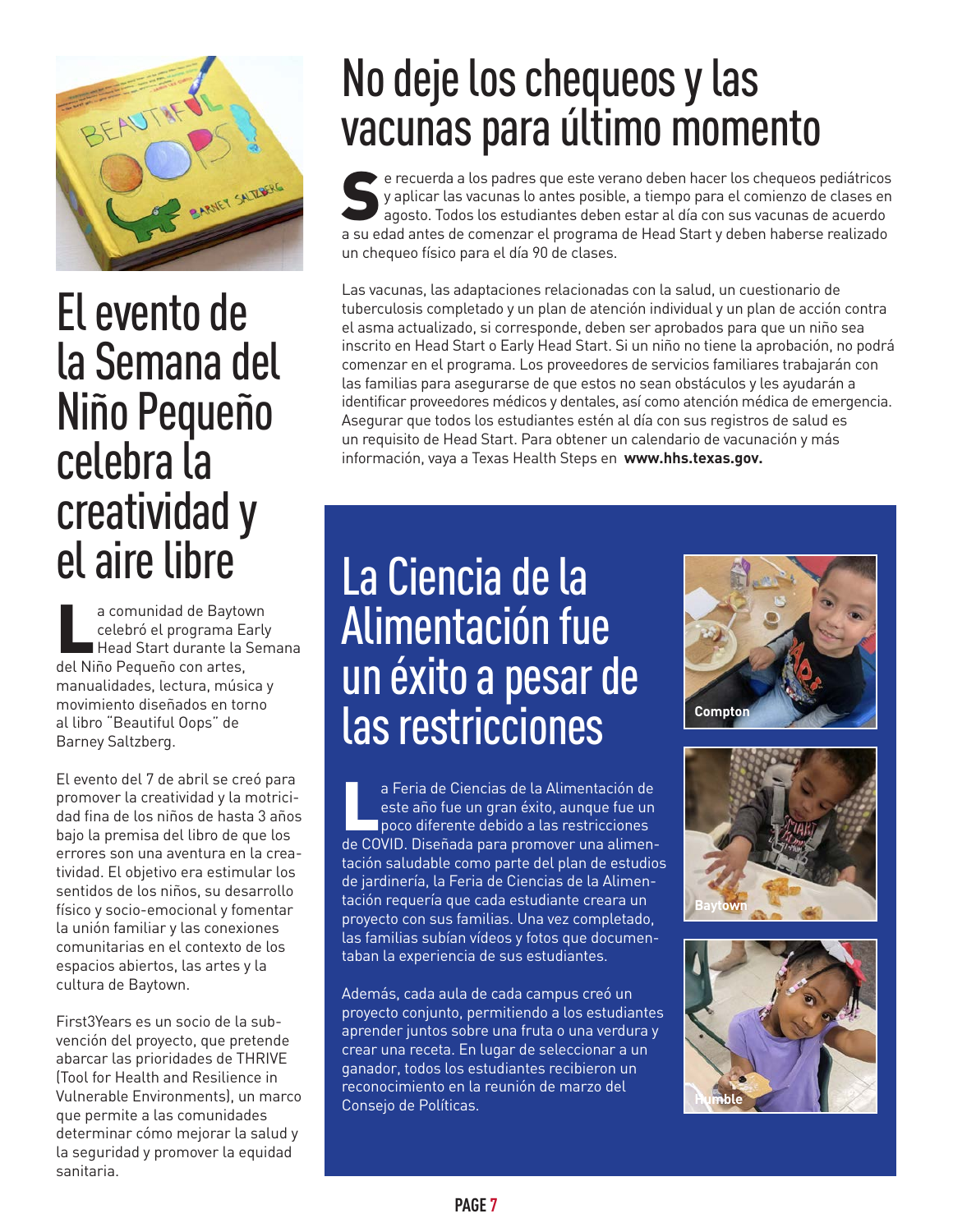# El evento de la Semana del Niño Pequeño celebra la creatividad y el aire libre

La comunidad de Baytown celebró el programa Early Head Start durante la Semana del Niño Pequeño con artes, manualidades, lectura, música y movimiento diseñados en torno al libro "Beautiful Oops" de Barney Saltzberg.

El evento del 7 de abril se creó para promover la creatividad y la motricidad fina de los niños de hasta 3 años bajo la premisa del libro de que los errores son una aventura en la creatividad. El objetivo era estimular los sentidos de los niños, su desarrollo físico y socio-emocional y fomentar la unión familiar y las conexiones comunitarias en el contexto de los espacios abiertos, las artes y la cultura de Baytown.

First3Years es un socio de la subvención del proyecto, que pretende abarcar las prioridades de THRIVE (Tool for Health and Resilience in Vulnerable Environments), un marco que permite a las comunidades determinar cómo mejorar la salud y la seguridad y promover la equidad sanitaria.

# No deje los chequeos y las vacunas para último momento

Se recuerda a los padres que este verano deben hacer los chequeos pediátricos y aplicar las vacunas lo antes posible, a tiempo para el comienzo de clases en agosto. Todos los estudiantes deben estar al día con sus vacunas de acuerdo a su edad antes de comenzar el programa de Head Start y deben haberse realizado un chequeo físico para el día 90 de clases.

Las vacunas, las adaptaciones relacionadas con la salud, un cuestionario de tuberculosis completado y un plan de atención individual y un plan de acción contra el asma actualizado, si corresponde, deben ser aprobados para que un niño sea inscrito en Head Start o Early Head Start. Si un niño no tiene la aprobación, no podrá comenzar en el programa. Los proveedores de servicios familiares trabajarán con las familias para asegurarse de que estos no sean obstáculos y les ayudarán a identificar proveedores médicos y dentales, así como atención médica de emergencia. Asegurar que todos los estudiantes estén al día con sus registros de salud es un requisito de Head Start. Para obtener un calendario de vacunación y más información, vaya a Texas Health Steps en **www.hhs.texas.gov.**

# La Ciencia de la Alimentación fue un éxito a pesar de las restricciones

La Feria de Ciencias de la Alimentación de este año fue un gran éxito, aunque fue un poco diferente debido a las restricciones de COVID. Diseñada para promover una alimentación saludable como parte del plan de estudios de jardinería, la Feria de Ciencias de la Alimentación requería que cada estudiante creara un proyecto con sus familias. Una vez completado, las familias subían vídeos y fotos que documentaban la experiencia de sus estudiantes.

Además, cada aula de cada campus creó un proyecto conjunto, permitiendo a los estudiantes aprender juntos sobre una fruta o una verdura y crear una receta. En lugar de seleccionar a un ganador, todos los estudiantes recibieron un reconocimiento en la reunión de marzo del Consejo de Políticas.

Compton

Baytown

Humble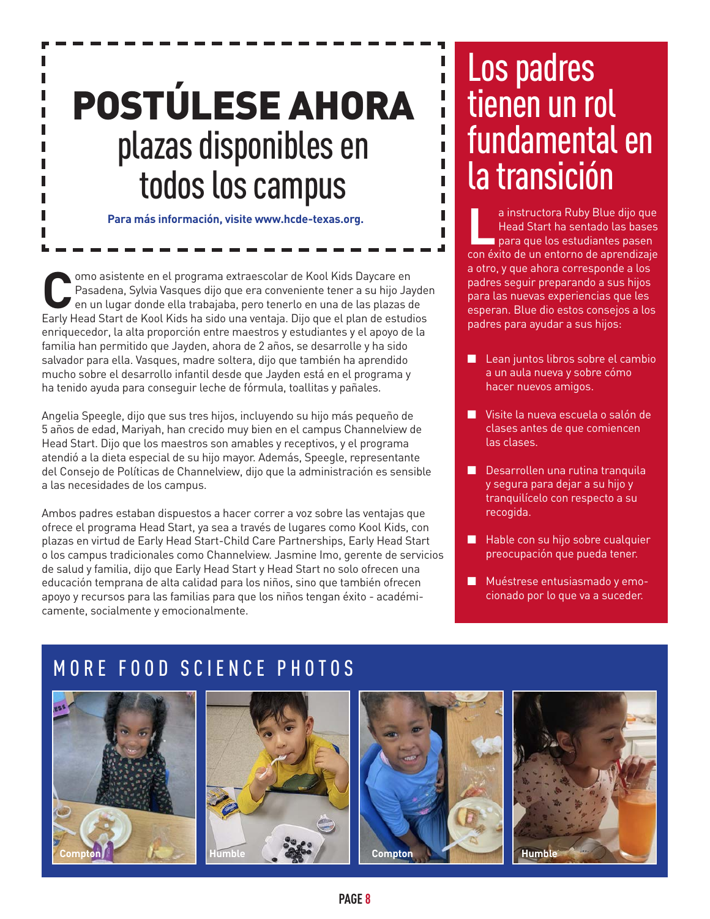# POSTÚLESE AHORA

## plazas disponibles en todos los campus

**Para más información, visite www.hcde-texas.org.**

Como asistente en el programa extraescolar de Kool Kids Daycare en Pasadena, Sylvia Vasques dijo que era conveniente tener a su hijo Jayden en un lugar donde ella trabajaba, pero tenerlo en una de las plazas de Early Head Start de Kool Kids ha sido una ventaja. Dijo que el plan de estudios enriquecedor, la alta proporción entre maestros y estudiantes y el apoyo de la familia han permitido que Jayden, ahora de 2 años, se desarrolle y ha sido salvador para ella. Vasques, madre soltera, dijo que también ha aprendido mucho sobre el desarrollo infantil desde que Jayden está en el programa y ha tenido ayuda para conseguir leche de fórmula, toallitas y pañales.

Angelia Speegle, dijo que sus tres hijos, incluyendo su hijo más pequeño de 5 años de edad, Mariyah, han crecido muy bien en el campus Channelview de Head Start. Dijo que los maestros son amables y receptivos, y el programa atendió a la dieta especial de su hijo mayor. Además, Speegle, representante del Consejo de Políticas de Channelview, dijo que la administración es sensible a las necesidades de los campus.

Ambos padres estaban dispuestos a hacer correr a voz sobre las ventajas que ofrece el programa Head Start, ya sea a través de lugares como Kool Kids, con plazas en virtud de Early Head Start-Child Care Partnerships, Early Head Start o los campus tradicionales como Channelview. Jasmine Imo, gerente de servicios de salud y familia, dijo que Early Head Start y Head Start no solo ofrecen una educación temprana de alta calidad para los niños, sino que también ofrecen apoyo y recursos para las familias para que los niños tengan éxito - académicamente, socialmente y emocionalmente.

# Los padres tienen un rol fundamental en la transición

La instructora Ruby Blue dijo que Head Start ha sentado las bases para que los estudiantes pasen con éxito de un entorno de aprendizaje a otro, y que ahora corresponde a los padres seguir preparando a sus hijos para las nuevas experiencias que les esperan. Blue dio estos consejos a los padres para ayudar a sus hijos:

- Lean juntos libros sobre el cambio a un aula nueva y sobre cómo hacer nuevos amigos.
- Visite la nueva escuela o salón de clases antes de que comiencen las clases.
- Desarrollen una rutina tranquila y segura para dejar a su hijo y tranquilícelo con respecto a su recogida.
- Hable con su hijo sobre cualquier preocupación que pueda tener.
- Muéstrese entusiasmado y emocionado por lo que va a suceder.

## MORE FOOD SCIENCE PHOTOS

Compton

Humble

Compton

Humble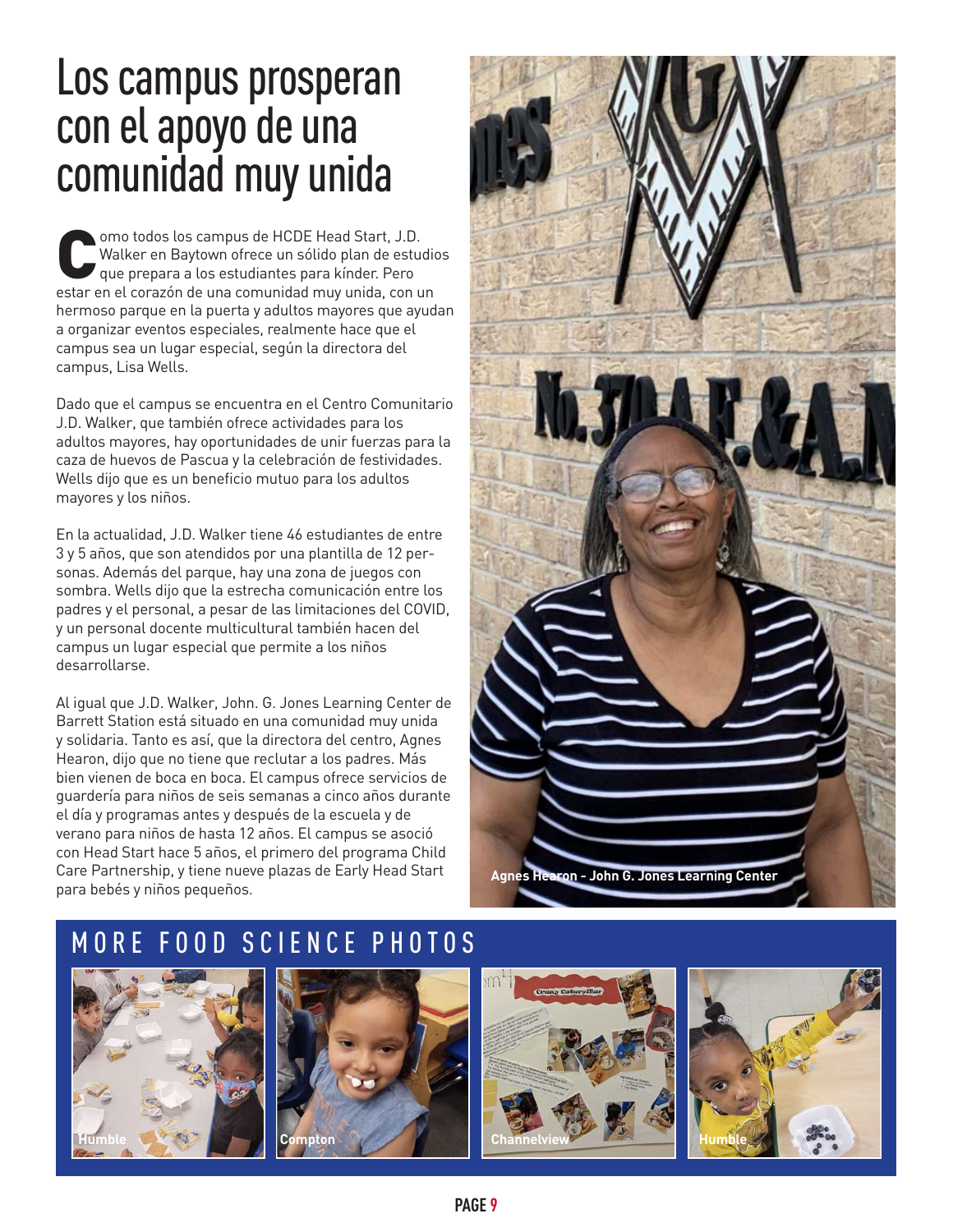# Los campus prosperan con el apoyo de una comunidad muy unida

Como todos los campus de HCDE Head Start, J.D. Walker en Baytown ofrece un sólido plan de estudios que prepara a los estudiantes para kínder. Pero estar en el corazón de una comunidad muy unida, con un hermoso parque en la puerta y adultos mayores que ayudan a organizar eventos especiales, realmente hace que el campus sea un lugar especial, según la directora del campus, Lisa Wells.

Dado que el campus se encuentra en el Centro Comunitario J.D. Walker, que también ofrece actividades para los adultos mayores, hay oportunidades de unir fuerzas para la caza de huevos de Pascua y la celebración de festividades. Wells dijo que es un beneficio mutuo para los adultos mayores y los niños.

En la actualidad, J.D. Walker tiene 46 estudiantes de entre 3 y 5 años, que son atendidos por una plantilla de 12 personas. Además del parque, hay una zona de juegos con sombra. Wells dijo que la estrecha comunicación entre los padres y el personal, a pesar de las limitaciones del COVID, y un personal docente multicultural también hacen del campus un lugar especial que permite a los niños desarrollarse.

Al igual que J.D. Walker, John. G. Jones Learning Center de Barrett Station está situado en una comunidad muy unida y solidaria. Tanto es así, que la directora del centro, Agnes Hearon, dijo que no tiene que reclutar a los padres. Más bien vienen de boca en boca. El campus ofrece servicios de guardería para niños de seis semanas a cinco años durante el día y programas antes y después de la escuela y de verano para niños de hasta 12 años. El campus se asoció con Head Start hace 5 años, el primero del programa Child Care Partnership, y tiene nueve plazas de Early Head Start para bebés y niños pequeños.

Agnes Hearon - John G. Jones Learning Center

## MORE FOOD SCIENCE PHOTOS

Humble

Compton

Channelview

Humble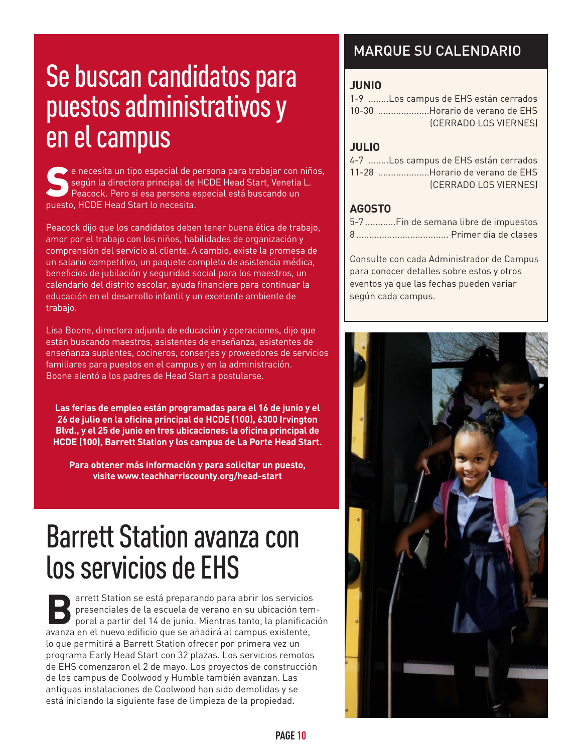# Se buscan candidatos para puestos administrativos y en el campus

Se necesita un tipo especial de persona para trabajar con niños, según la directora principal de HCDE Head Start, Venetia L. Peacock. Pero si esa persona especial está buscando un puesto, HCDE Head Start lo necesita.

Peacock dijo que los candidatos deben tener buena ética de trabajo, amor por el trabajo con los niños, habilidades de organización y comprensión del servicio al cliente. A cambio, existe la promesa de un salario competitivo, un paquete completo de asistencia médica, beneficios de jubilación y seguridad social para los maestros, un calendario del distrito escolar, ayuda financiera para continuar la educación en el desarrollo infantil y un excelente ambiente de trabajo.

Lisa Boone, directora adjunta de educación y operaciones, dijo que están buscando maestros, asistentes de enseñanza, asistentes de enseñanza suplentes, cocineros, conserjes y proveedores de servicios familiares para puestos en el campus y en la administración. Boone alentó a los padres de Head Start a postularse.

**Las ferias de empleo están programadas para el 16 de junio y el 26 de julio en la oficina principal de HCDE (100), 6300 Irvington Blvd., y el 25 de junio en tres ubicaciones: la oficina principal de HCDE (100), Barrett Station y los campus de La Porte Head Start.**

**Para obtener más información y para solicitar un puesto, visite www.teachharriscounty.org/head-start**

# Barrett Station avanza con los servicios de EHS

Barrett Station se está preparando para abrir los servicios presenciales de la escuela de verano en su ubicación temporal a partir del 14 de junio. Mientras tanto, la planificación avanza en el nuevo edificio que se añadirá al campus existente, lo que permitirá a Barrett Station ofrecer por primera vez un programa Early Head Start con 32 plazas. Los servicios remotos de EHS comenzaron el 2 de mayo. Los proyectos de construcción de los campus de Coolwood y Humble también avanzan. Las antiguas instalaciones de Coolwood han sido demolidas y se está iniciando la siguiente fase de limpieza de la propiedad.

## MARQUE SU CALENDARIO

### JUNIO

1-9 ........Los campus de EHS están cerrados
10-30 ....................Horario de verano de EHS (CERRADO LOS VIERNES)

### JULIO

4-7 ........Los campus de EHS están cerrados
11-28 ....................Horario de verano de EHS (CERRADO LOS VIERNES)

### AGOSTO

5-7 ............Fin de semana libre de impuestos
8 .................................... Primer día de clases

Consulte con cada Administrador de Campus para conocer detalles sobre estos y otros eventos ya que las fechas pueden variar según cada campus.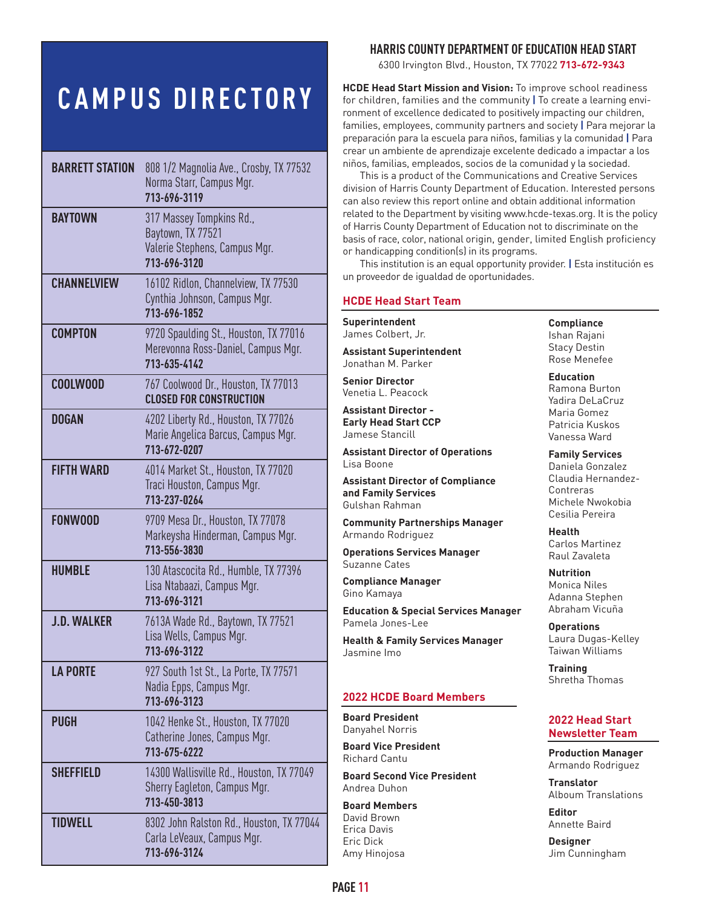# CAMPUS DIRECTORY

| | |
|---|---|
| **BARRETT STATION** | 808 1/2 Magnolia Ave., Crosby, TX 77532<br>Norma Starr, Campus Mgr.<br>**713-696-3119** |
| **BAYTOWN** | 317 Massey Tompkins Rd.,<br>Baytown, TX 77521<br>Valerie Stephens, Campus Mgr.<br>**713-696-3120** |
| **CHANNELVIEW** | 16102 Ridlon, Channelview, TX 77530<br>Cynthia Johnson, Campus Mgr.<br>**713-696-1852** |
| **COMPTON** | 9720 Spaulding St., Houston, TX 77016<br>Merevonna Ross-Daniel, Campus Mgr.<br>**713-635-4142** |
| **COOLWOOD** | 767 Coolwood Dr., Houston, TX 77013<br>**CLOSED FOR CONSTRUCTION** |
| **DOGAN** | 4202 Liberty Rd., Houston, TX 77026<br>Marie Angelica Barcus, Campus Mgr.<br>**713-672-0207** |
| **FIFTH WARD** | 4014 Market St., Houston, TX 77020<br>Traci Houston, Campus Mgr.<br>**713-237-0264** |
| **FONWOOD** | 9709 Mesa Dr., Houston, TX 77078<br>Markeysha Hinderman, Campus Mgr.<br>**713-556-3830** |
| **HUMBLE** | 130 Atascocita Rd., Humble, TX 77396<br>Lisa Ntabaazi, Campus Mgr.<br>**713-696-3121** |
| **J.D. WALKER** | 7613A Wade Rd., Baytown, TX 77521<br>Lisa Wells, Campus Mgr.<br>**713-696-3122** |
| **LA PORTE** | 927 South 1st St., La Porte, TX 77571<br>Nadia Epps, Campus Mgr.<br>**713-696-3123** |
| **PUGH** | 1042 Henke St., Houston, TX 77020<br>Catherine Jones, Campus Mgr.<br>**713-675-6222** |
| **SHEFFIELD** | 14300 Wallisville Rd., Houston, TX 77049<br>Sherry Eagleton, Campus Mgr.<br>**713-450-3813** |
| **TIDWELL** | 8302 John Ralston Rd., Houston, TX 77044<br>Carla LeVeaux, Campus Mgr.<br>**713-696-3124** |

## HARRIS COUNTY DEPARTMENT OF EDUCATION HEAD START

6300 Irvington Blvd., Houston, TX 77022 **713-672-9343**

**HCDE Head Start Mission and Vision:** To improve school readiness for children, families and the community | To create a learning environment of excellence dedicated to positively impacting our children, families, employees, community partners and society | Para mejorar la preparación para la escuela para niños, familias y la comunidad | Para crear un ambiente de aprendizaje excelente dedicado a impactar a los niños, familias, empleados, socios de la comunidad y la sociedad.

This is a product of the Communications and Creative Services division of Harris County Department of Education. Interested persons can also review this report online and obtain additional information related to the Department by visiting www.hcde-texas.org. It is the policy of Harris County Department of Education not to discriminate on the basis of race, color, national origin, gender, limited English proficiency or handicapping condition(s) in its programs.

This institution is an equal opportunity provider. | Esta institución es un proveedor de igualdad de oportunidades.

### HCDE Head Start Team

**Superintendent**
James Colbert, Jr.

**Assistant Superintendent**
Jonathan M. Parker

**Senior Director**
Venetia L. Peacock

**Assistant Director - Early Head Start CCP**
Jamese Stancill

**Assistant Director of Operations**
Lisa Boone

**Assistant Director of Compliance and Family Services**
Gulshan Rahman

**Community Partnerships Manager**
Armando Rodriguez

**Operations Services Manager**
Suzanne Cates

**Compliance Manager**
Gino Kamaya

**Education & Special Services Manager**
Pamela Jones-Lee

**Health & Family Services Manager**
Jasmine Imo

**Compliance**
Ishan Rajani
Stacy Destin
Rose Menefee

**Education**
Ramona Burton
Yadira DeLaCruz
Maria Gomez
Patricia Kuskos
Vanessa Ward

**Family Services**
Daniela Gonzalez
Claudia Hernandez-Contreras
Michele Nwokobia
Cesilia Pereira

**Health**
Carlos Martinez
Raul Zavaleta

**Nutrition**
Monica Niles
Adanna Stephen
Abraham Vicuña

**Operations**
Laura Dugas-Kelley
Taiwan Williams

**Training**
Shretha Thomas

### 2022 HCDE Board Members

**Board President**
Danyahel Norris

**Board Vice President**
Richard Cantu

**Board Second Vice President**
Andrea Duhon

**Board Members**
David Brown
Erica Davis
Eric Dick
Amy Hinojosa

### 2022 Head Start Newsletter Team

**Production Manager**
Armando Rodriguez

**Translator**
Alboum Translations

**Editor**
Annette Baird

**Designer**
Jim Cunningham